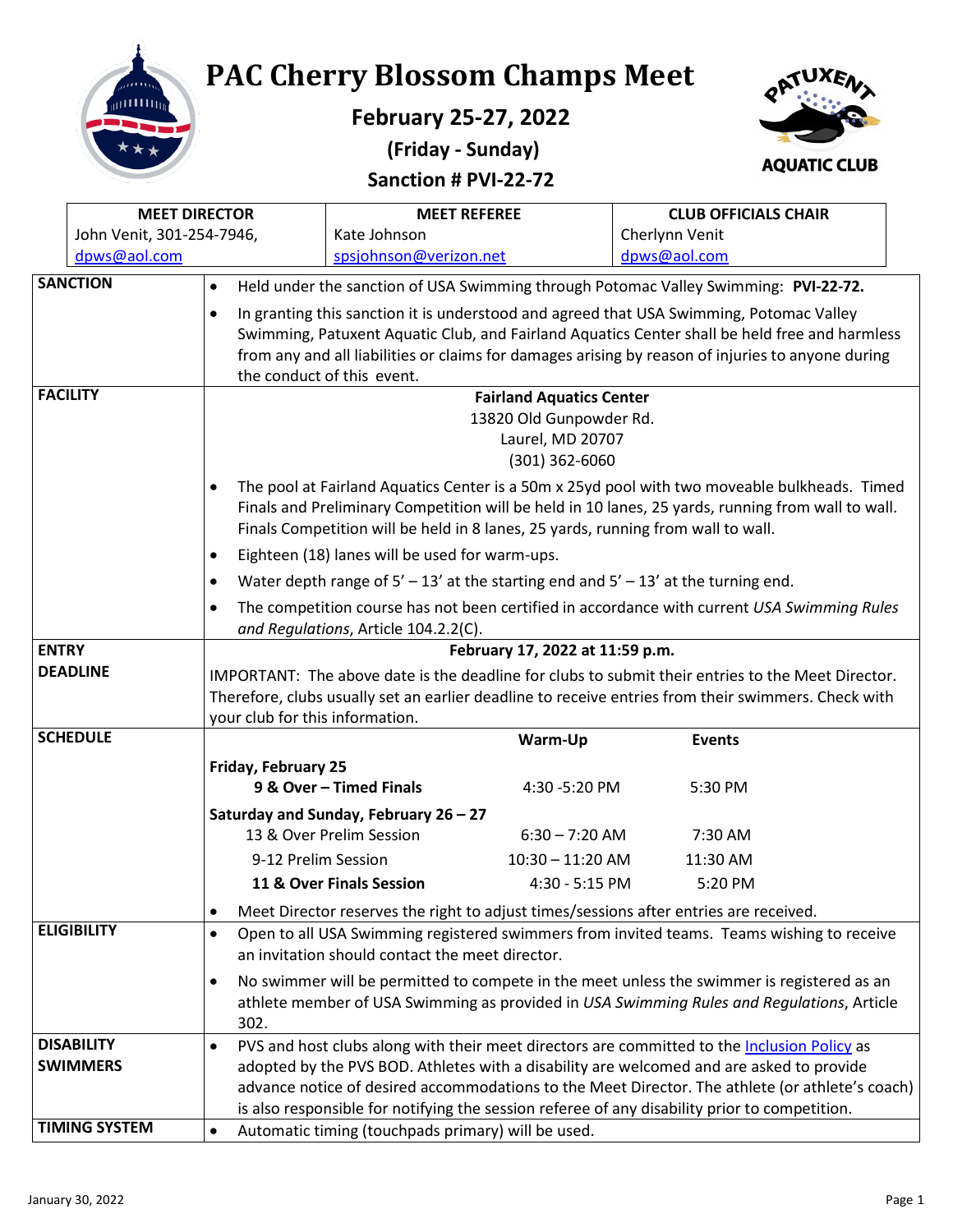# PAC Cherry Blossom Champs Meet

**February 25-27, 2022**

**(Friday - Sunday)**

**Sanction # PVI-22-72**

PATUXENT AQUATIC CLUB

| MEET DIRECTOR | MEET REFEREE | CLUB OFFICIALS CHAIR |
|---|---|---|
| John Venit, 301-254-7946, dpws@aol.com | Kate Johnson spsjohnson@verizon.net | Cherlynn Venit dpws@aol.com |

| | |
|---|---|
| **SANCTION** | • Held under the sanction of USA Swimming through Potomac Valley Swimming: **PVI-22-72.**<br>• In granting this sanction it is understood and agreed that USA Swimming, Potomac Valley Swimming, Patuxent Aquatic Club, and Fairland Aquatics Center shall be held free and harmless from any and all liabilities or claims for damages arising by reason of injuries to anyone during the conduct of this event. |
| **FACILITY** | **Fairland Aquatics Center**<br>13820 Old Gunpowder Rd.<br>Laurel, MD 20707<br>(301) 362-6060<br>• The pool at Fairland Aquatics Center is a 50m x 25yd pool with two moveable bulkheads. Timed Finals and Preliminary Competition will be held in 10 lanes, 25 yards, running from wall to wall. Finals Competition will be held in 8 lanes, 25 yards, running from wall to wall.<br>• Eighteen (18) lanes will be used for warm-ups.<br>• Water depth range of 5' – 13' at the starting end and 5' – 13' at the turning end.<br>• The competition course has not been certified in accordance with current *USA Swimming Rules and Regulations*, Article 104.2.2(C). |
| **ENTRY DEADLINE** | **February 17, 2022 at 11:59 p.m.**<br>IMPORTANT: The above date is the deadline for clubs to submit their entries to the Meet Director. Therefore, clubs usually set an earlier deadline to receive entries from their swimmers. Check with your club for this information. |
| **SCHEDULE** | See schedule table below.<br>• Meet Director reserves the right to adjust times/sessions after entries are received. |
| **ELIGIBILITY** | • Open to all USA Swimming registered swimmers from invited teams. Teams wishing to receive an invitation should contact the meet director.<br>• No swimmer will be permitted to compete in the meet unless the swimmer is registered as an athlete member of USA Swimming as provided in *USA Swimming Rules and Regulations*, Article 302. |
| **DISABILITY SWIMMERS** | • PVS and host clubs along with their meet directors are committed to the Inclusion Policy as adopted by the PVS BOD. Athletes with a disability are welcomed and are asked to provide advance notice of desired accommodations to the Meet Director. The athlete (or athlete's coach) is also responsible for notifying the session referee of any disability prior to competition. |
| **TIMING SYSTEM** | • Automatic timing (touchpads primary) will be used. |

**Schedule:**

| | Warm-Up | Events |
|---|---|---|
| **Friday, February 25** | | |
| **9 & Over – Timed Finals** | 4:30 -5:20 PM | 5:30 PM |
| **Saturday and Sunday, February 26 – 27** | | |
| 13 & Over Prelim Session | 6:30 – 7:20 AM | 7:30 AM |
| 9-12 Prelim Session | 10:30 – 11:20 AM | 11:30 AM |
| **11 & Over Finals Session** | 4:30 - 5:15 PM | 5:20 PM |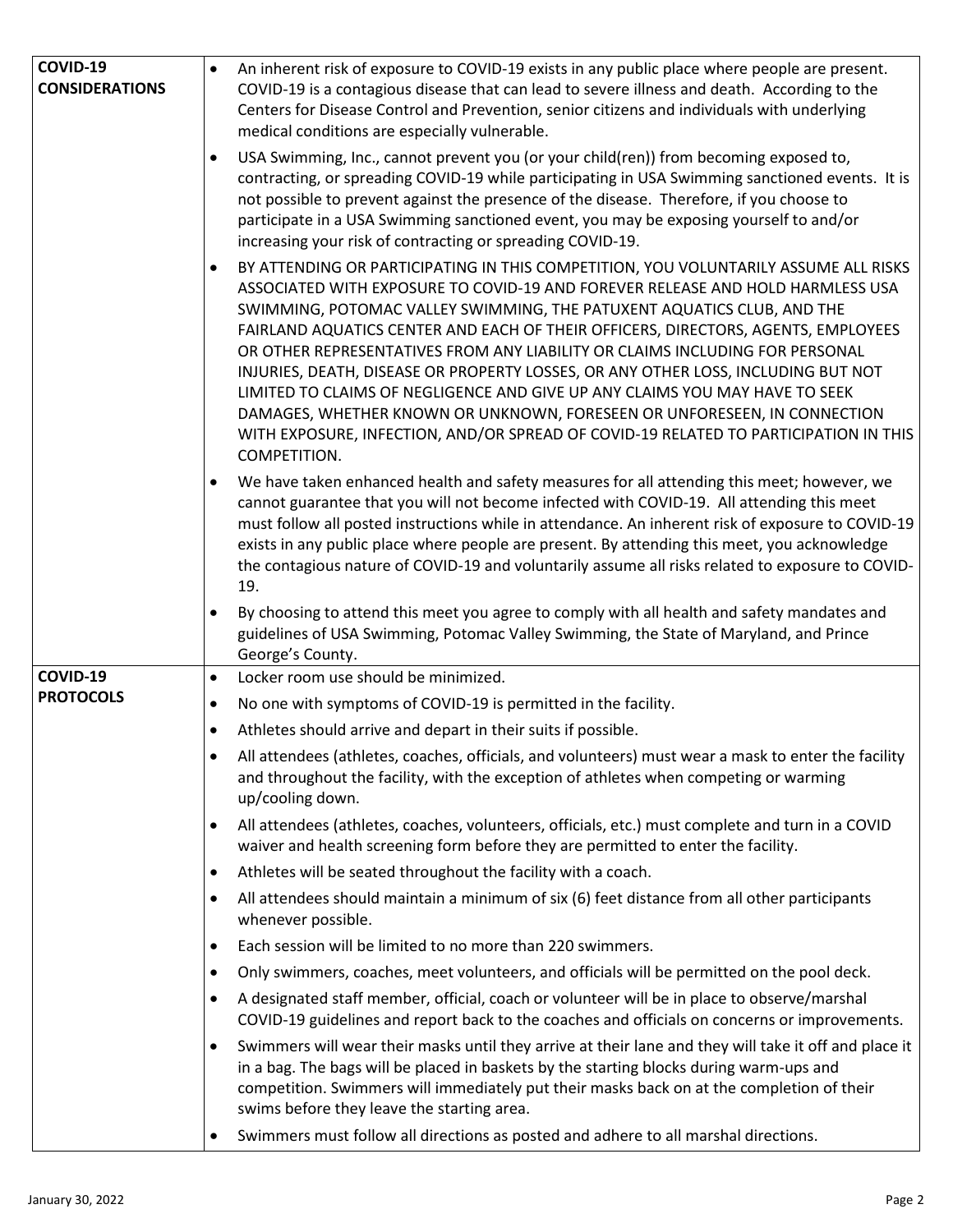| | |
|---|---|
| **COVID-19 CONSIDERATIONS** | • An inherent risk of exposure to COVID-19 exists in any public place where people are present. COVID-19 is a contagious disease that can lead to severe illness and death. According to the Centers for Disease Control and Prevention, senior citizens and individuals with underlying medical conditions are especially vulnerable.<br>• USA Swimming, Inc., cannot prevent you (or your child(ren)) from becoming exposed to, contracting, or spreading COVID-19 while participating in USA Swimming sanctioned events. It is not possible to prevent against the presence of the disease. Therefore, if you choose to participate in a USA Swimming sanctioned event, you may be exposing yourself to and/or increasing your risk of contracting or spreading COVID-19.<br>• BY ATTENDING OR PARTICIPATING IN THIS COMPETITION, YOU VOLUNTARILY ASSUME ALL RISKS ASSOCIATED WITH EXPOSURE TO COVID-19 AND FOREVER RELEASE AND HOLD HARMLESS USA SWIMMING, POTOMAC VALLEY SWIMMING, THE PATUXENT AQUATICS CLUB, AND THE FAIRLAND AQUATICS CENTER AND EACH OF THEIR OFFICERS, DIRECTORS, AGENTS, EMPLOYEES OR OTHER REPRESENTATIVES FROM ANY LIABILITY OR CLAIMS INCLUDING FOR PERSONAL INJURIES, DEATH, DISEASE OR PROPERTY LOSSES, OR ANY OTHER LOSS, INCLUDING BUT NOT LIMITED TO CLAIMS OF NEGLIGENCE AND GIVE UP ANY CLAIMS YOU MAY HAVE TO SEEK DAMAGES, WHETHER KNOWN OR UNKNOWN, FORESEEN OR UNFORESEEN, IN CONNECTION WITH EXPOSURE, INFECTION, AND/OR SPREAD OF COVID-19 RELATED TO PARTICIPATION IN THIS COMPETITION.<br>• We have taken enhanced health and safety measures for all attending this meet; however, we cannot guarantee that you will not become infected with COVID-19. All attending this meet must follow all posted instructions while in attendance. An inherent risk of exposure to COVID-19 exists in any public place where people are present. By attending this meet, you acknowledge the contagious nature of COVID-19 and voluntarily assume all risks related to exposure to COVID-19.<br>• By choosing to attend this meet you agree to comply with all health and safety mandates and guidelines of USA Swimming, Potomac Valley Swimming, the State of Maryland, and Prince George's County. |
| **COVID-19 PROTOCOLS** | • Locker room use should be minimized.<br>• No one with symptoms of COVID-19 is permitted in the facility.<br>• Athletes should arrive and depart in their suits if possible.<br>• All attendees (athletes, coaches, officials, and volunteers) must wear a mask to enter the facility and throughout the facility, with the exception of athletes when competing or warming up/cooling down.<br>• All attendees (athletes, coaches, volunteers, officials, etc.) must complete and turn in a COVID waiver and health screening form before they are permitted to enter the facility.<br>• Athletes will be seated throughout the facility with a coach.<br>• All attendees should maintain a minimum of six (6) feet distance from all other participants whenever possible.<br>• Each session will be limited to no more than 220 swimmers.<br>• Only swimmers, coaches, meet volunteers, and officials will be permitted on the pool deck.<br>• A designated staff member, official, coach or volunteer will be in place to observe/marshal COVID-19 guidelines and report back to the coaches and officials on concerns or improvements.<br>• Swimmers will wear their masks until they arrive at their lane and they will take it off and place it in a bag. The bags will be placed in baskets by the starting blocks during warm-ups and competition. Swimmers will immediately put their masks back on at the completion of their swims before they leave the starting area.<br>• Swimmers must follow all directions as posted and adhere to all marshal directions. |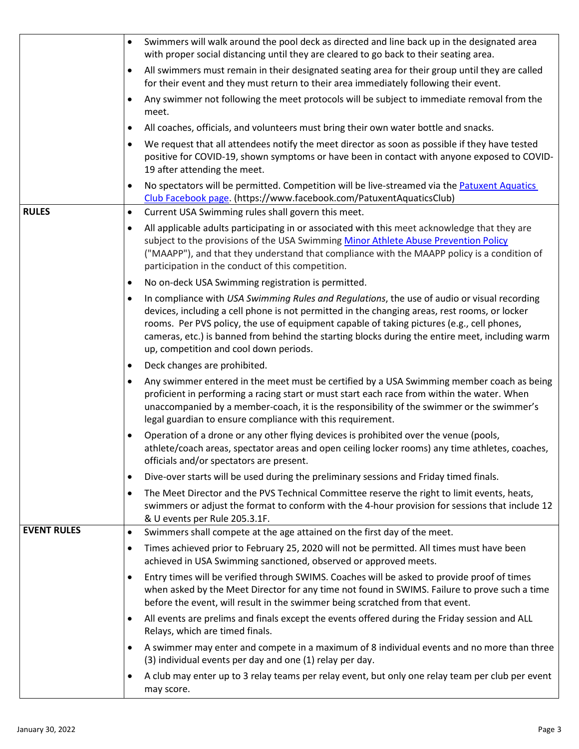| | |
|---|---|
| | • Swimmers will walk around the pool deck as directed and line back up in the designated area with proper social distancing until they are cleared to go back to their seating area.<br>• All swimmers must remain in their designated seating area for their group until they are called for their event and they must return to their area immediately following their event.<br>• Any swimmer not following the meet protocols will be subject to immediate removal from the meet.<br>• All coaches, officials, and volunteers must bring their own water bottle and snacks.<br>• We request that all attendees notify the meet director as soon as possible if they have tested positive for COVID-19, shown symptoms or have been in contact with anyone exposed to COVID-19 after attending the meet.<br>• No spectators will be permitted. Competition will be live-streamed via the [Patuxent Aquatics Club Facebook page](https://www.facebook.com/PatuxentAquaticsClub). (https://www.facebook.com/PatuxentAquaticsClub) |
| **RULES** | • Current USA Swimming rules shall govern this meet.<br>• All applicable adults participating in or associated with this meet acknowledge that they are subject to the provisions of the USA Swimming Minor Athlete Abuse Prevention Policy ("MAAPP"), and that they understand that compliance with the MAAPP policy is a condition of participation in the conduct of this competition.<br>• No on-deck USA Swimming registration is permitted.<br>• In compliance with *USA Swimming Rules and Regulations*, the use of audio or visual recording devices, including a cell phone is not permitted in the changing areas, rest rooms, or locker rooms. Per PVS policy, the use of equipment capable of taking pictures (e.g., cell phones, cameras, etc.) is banned from behind the starting blocks during the entire meet, including warm up, competition and cool down periods.<br>• Deck changes are prohibited.<br>• Any swimmer entered in the meet must be certified by a USA Swimming member coach as being proficient in performing a racing start or must start each race from within the water. When unaccompanied by a member-coach, it is the responsibility of the swimmer or the swimmer's legal guardian to ensure compliance with this requirement.<br>• Operation of a drone or any other flying devices is prohibited over the venue (pools, athlete/coach areas, spectator areas and open ceiling locker rooms) any time athletes, coaches, officials and/or spectators are present.<br>• Dive-over starts will be used during the preliminary sessions and Friday timed finals.<br>• The Meet Director and the PVS Technical Committee reserve the right to limit events, heats, swimmers or adjust the format to conform with the 4-hour provision for sessions that include 12 & U events per Rule 205.3.1F. |
| **EVENT RULES** | • Swimmers shall compete at the age attained on the first day of the meet.<br>• Times achieved prior to February 25, 2020 will not be permitted. All times must have been achieved in USA Swimming sanctioned, observed or approved meets.<br>• Entry times will be verified through SWIMS. Coaches will be asked to provide proof of times when asked by the Meet Director for any time not found in SWIMS. Failure to prove such a time before the event, will result in the swimmer being scratched from that event.<br>• All events are prelims and finals except the events offered during the Friday session and ALL Relays, which are timed finals.<br>• A swimmer may enter and compete in a maximum of 8 individual events and no more than three (3) individual events per day and one (1) relay per day.<br>• A club may enter up to 3 relay teams per relay event, but only one relay team per club per event may score. |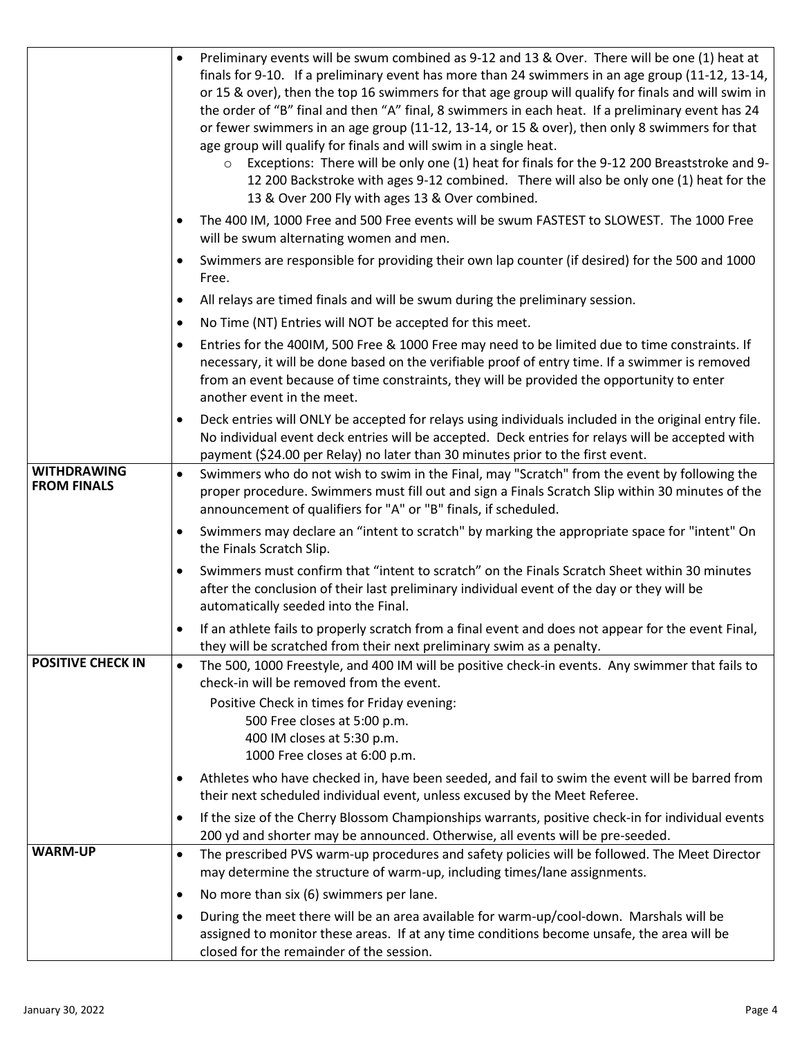| | |
|---|---|
| | • Preliminary events will be swum combined as 9-12 and 13 & Over. There will be one (1) heat at finals for 9-10. If a preliminary event has more than 24 swimmers in an age group (11-12, 13-14, or 15 & over), then the top 16 swimmers for that age group will qualify for finals and will swim in the order of "B" final and then "A" final, 8 swimmers in each heat. If a preliminary event has 24 or fewer swimmers in an age group (11-12, 13-14, or 15 & over), then only 8 swimmers for that age group will qualify for finals and will swim in a single heat.<br>  ○ Exceptions: There will be only one (1) heat for finals for the 9-12 200 Breaststroke and 9-12 200 Backstroke with ages 9-12 combined. There will also be only one (1) heat for the 13 & Over 200 Fly with ages 13 & Over combined.<br>• The 400 IM, 1000 Free and 500 Free events will be swum FASTEST to SLOWEST. The 1000 Free will be swum alternating women and men.<br>• Swimmers are responsible for providing their own lap counter (if desired) for the 500 and 1000 Free.<br>• All relays are timed finals and will be swum during the preliminary session.<br>• No Time (NT) Entries will NOT be accepted for this meet.<br>• Entries for the 400IM, 500 Free & 1000 Free may need to be limited due to time constraints. If necessary, it will be done based on the verifiable proof of entry time. If a swimmer is removed from an event because of time constraints, they will be provided the opportunity to enter another event in the meet.<br>• Deck entries will ONLY be accepted for relays using individuals included in the original entry file. No individual event deck entries will be accepted. Deck entries for relays will be accepted with payment ($24.00 per Relay) no later than 30 minutes prior to the first event. |
| **WITHDRAWING FROM FINALS** | • Swimmers who do not wish to swim in the Final, may "Scratch" from the event by following the proper procedure. Swimmers must fill out and sign a Finals Scratch Slip within 30 minutes of the announcement of qualifiers for "A" or "B" finals, if scheduled.<br>• Swimmers may declare an "intent to scratch" by marking the appropriate space for "intent" On the Finals Scratch Slip.<br>• Swimmers must confirm that "intent to scratch" on the Finals Scratch Sheet within 30 minutes after the conclusion of their last preliminary individual event of the day or they will be automatically seeded into the Final.<br>• If an athlete fails to properly scratch from a final event and does not appear for the event Final, they will be scratched from their next preliminary swim as a penalty. |
| **POSITIVE CHECK IN** | • The 500, 1000 Freestyle, and 400 IM will be positive check-in events. Any swimmer that fails to check-in will be removed from the event.<br>Positive Check in times for Friday evening:<br>500 Free closes at 5:00 p.m.<br>400 IM closes at 5:30 p.m.<br>1000 Free closes at 6:00 p.m.<br>• Athletes who have checked in, have been seeded, and fail to swim the event will be barred from their next scheduled individual event, unless excused by the Meet Referee.<br>• If the size of the Cherry Blossom Championships warrants, positive check-in for individual events 200 yd and shorter may be announced. Otherwise, all events will be pre-seeded. |
| **WARM-UP** | • The prescribed PVS warm-up procedures and safety policies will be followed. The Meet Director may determine the structure of warm-up, including times/lane assignments.<br>• No more than six (6) swimmers per lane.<br>• During the meet there will be an area available for warm-up/cool-down. Marshals will be assigned to monitor these areas. If at any time conditions become unsafe, the area will be closed for the remainder of the session. |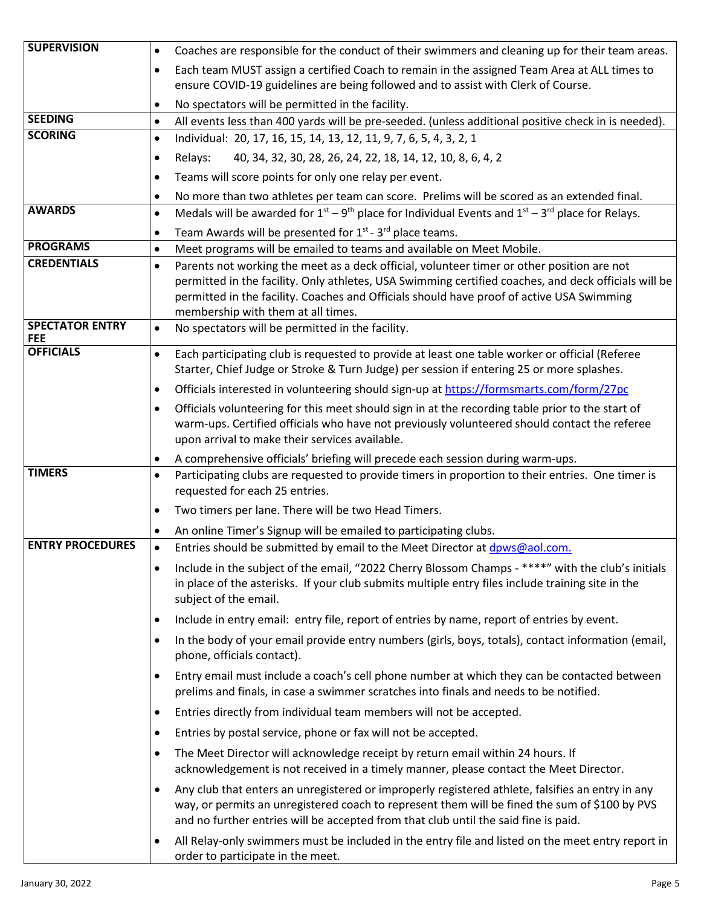| | |
|---|---|
| **SUPERVISION** | • Coaches are responsible for the conduct of their swimmers and cleaning up for their team areas.<br>• Each team MUST assign a certified Coach to remain in the assigned Team Area at ALL times to ensure COVID-19 guidelines are being followed and to assist with Clerk of Course.<br>• No spectators will be permitted in the facility. |
| **SEEDING** | • All events less than 400 yards will be pre-seeded. (unless additional positive check in is needed). |
| **SCORING** | • Individual: 20, 17, 16, 15, 14, 13, 12, 11, 9, 7, 6, 5, 4, 3, 2, 1<br>• Relays: 40, 34, 32, 30, 28, 26, 24, 22, 18, 14, 12, 10, 8, 6, 4, 2<br>• Teams will score points for only one relay per event.<br>• No more than two athletes per team can score. Prelims will be scored as an extended final. |
| **AWARDS** | • Medals will be awarded for 1st – 9th place for Individual Events and 1st – 3rd place for Relays.<br>• Team Awards will be presented for 1st - 3rd place teams. |
| **PROGRAMS** | • Meet programs will be emailed to teams and available on Meet Mobile. |
| **CREDENTIALS** | • Parents not working the meet as a deck official, volunteer timer or other position are not permitted in the facility. Only athletes, USA Swimming certified coaches, and deck officials will be permitted in the facility. Coaches and Officials should have proof of active USA Swimming membership with them at all times. |
| **SPECTATOR ENTRY FEE** | • No spectators will be permitted in the facility. |
| **OFFICIALS** | • Each participating club is requested to provide at least one table worker or official (Referee Starter, Chief Judge or Stroke & Turn Judge) per session if entering 25 or more splashes.<br>• Officials interested in volunteering should sign-up at https://formsmarts.com/form/27pc<br>• Officials volunteering for this meet should sign in at the recording table prior to the start of warm-ups. Certified officials who have not previously volunteered should contact the referee upon arrival to make their services available.<br>• A comprehensive officials' briefing will precede each session during warm-ups. |
| **TIMERS** | • Participating clubs are requested to provide timers in proportion to their entries. One timer is requested for each 25 entries.<br>• Two timers per lane. There will be two Head Timers.<br>• An online Timer's Signup will be emailed to participating clubs. |
| **ENTRY PROCEDURES** | • Entries should be submitted by email to the Meet Director at dpws@aol.com.<br>• Include in the subject of the email, "2022 Cherry Blossom Champs - ****" with the club's initials in place of the asterisks. If your club submits multiple entry files include training site in the subject of the email.<br>• Include in entry email: entry file, report of entries by name, report of entries by event.<br>• In the body of your email provide entry numbers (girls, boys, totals), contact information (email, phone, officials contact).<br>• Entry email must include a coach's cell phone number at which they can be contacted between prelims and finals, in case a swimmer scratches into finals and needs to be notified.<br>• Entries directly from individual team members will not be accepted.<br>• Entries by postal service, phone or fax will not be accepted.<br>• The Meet Director will acknowledge receipt by return email within 24 hours. If acknowledgement is not received in a timely manner, please contact the Meet Director.<br>• Any club that enters an unregistered or improperly registered athlete, falsifies an entry in any way, or permits an unregistered coach to represent them will be fined the sum of $100 by PVS and no further entries will be accepted from that club until the said fine is paid.<br>• All Relay-only swimmers must be included in the entry file and listed on the meet entry report in order to participate in the meet. |

January 30, 2022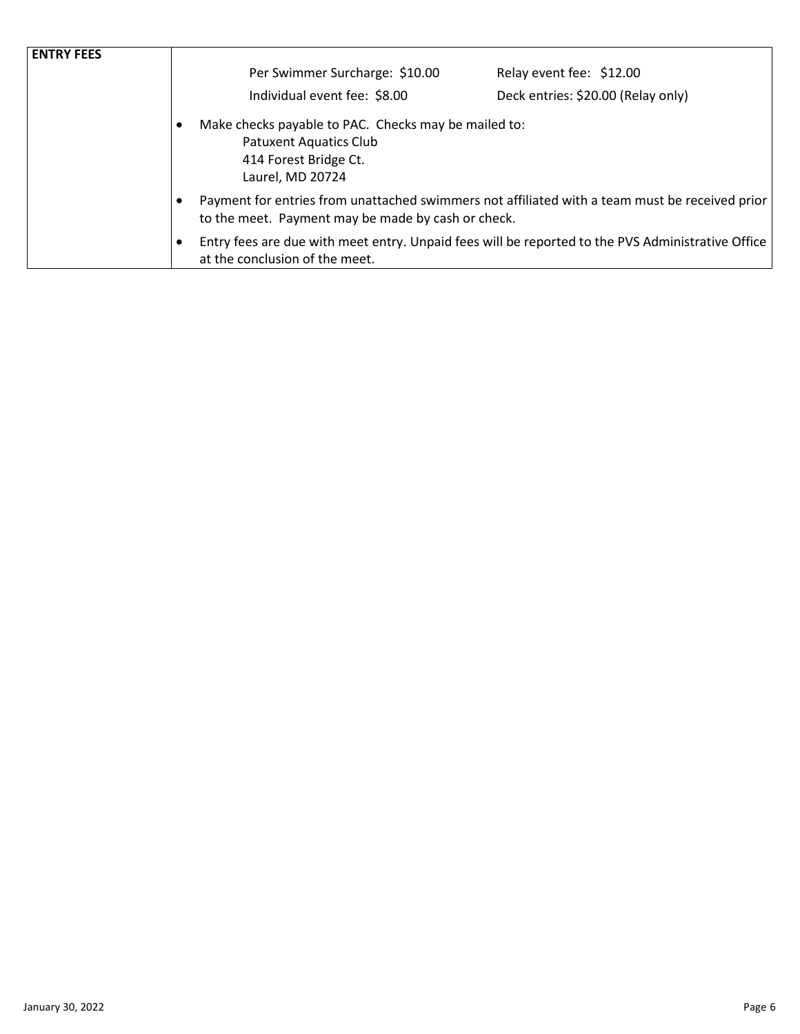| ENTRY FEES | |
|---|---|
| | Per Swimmer Surcharge: $10.00 &nbsp;&nbsp;&nbsp;&nbsp; Relay event fee: $12.00<br>Individual event fee: $8.00 &nbsp;&nbsp;&nbsp;&nbsp; Deck entries: $20.00 (Relay only) |
| | • Make checks payable to PAC. Checks may be mailed to:<br>Patuxent Aquatics Club<br>414 Forest Bridge Ct.<br>Laurel, MD 20724 |
| | • Payment for entries from unattached swimmers not affiliated with a team must be received prior to the meet. Payment may be made by cash or check. |
| | • Entry fees are due with meet entry. Unpaid fees will be reported to the PVS Administrative Office at the conclusion of the meet. |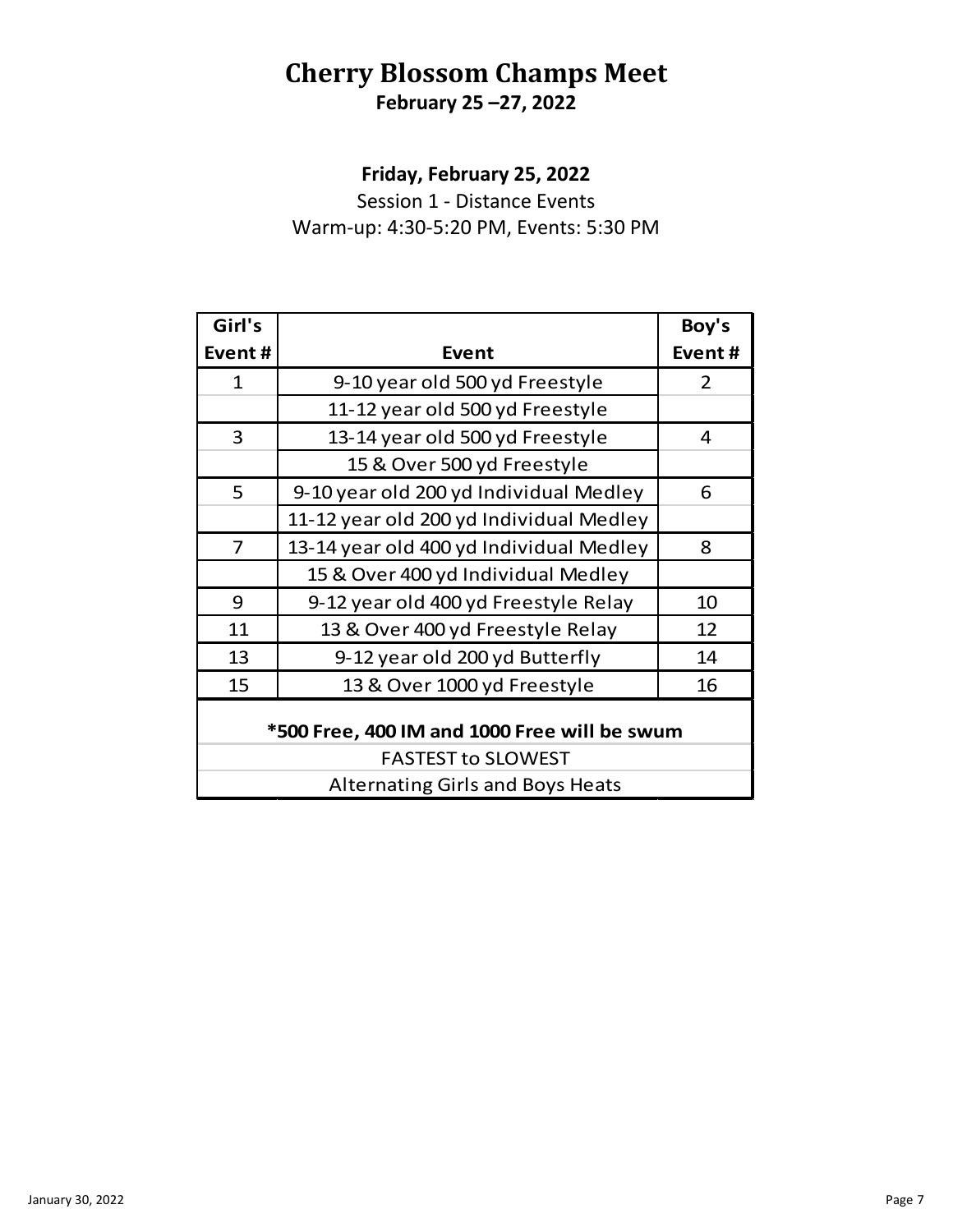# Cherry Blossom Champs Meet

**February 25 –27, 2022**

## Friday, February 25, 2022

Session 1 - Distance Events

Warm-up: 4:30-5:20 PM, Events: 5:30 PM

| Girl's Event # | Event | Boy's Event # |
|---|---|---|
| 1 | 9-10 year old 500 yd Freestyle | 2 |
| | 11-12 year old 500 yd Freestyle | |
| 3 | 13-14 year old 500 yd Freestyle | 4 |
| | 15 & Over 500 yd Freestyle | |
| 5 | 9-10 year old 200 yd Individual Medley | 6 |
| | 11-12 year old 200 yd Individual Medley | |
| 7 | 13-14 year old 400 yd Individual Medley | 8 |
| | 15 & Over 400 yd Individual Medley | |
| 9 | 9-12 year old 400 yd Freestyle Relay | 10 |
| 11 | 13 & Over 400 yd Freestyle Relay | 12 |
| 13 | 9-12 year old 200 yd Butterfly | 14 |
| 15 | 13 & Over 1000 yd Freestyle | 16 |
| **\*500 Free, 400 IM and 1000 Free will be swum** | | |
| FASTEST to SLOWEST | | |
| Alternating Girls and Boys Heats | | |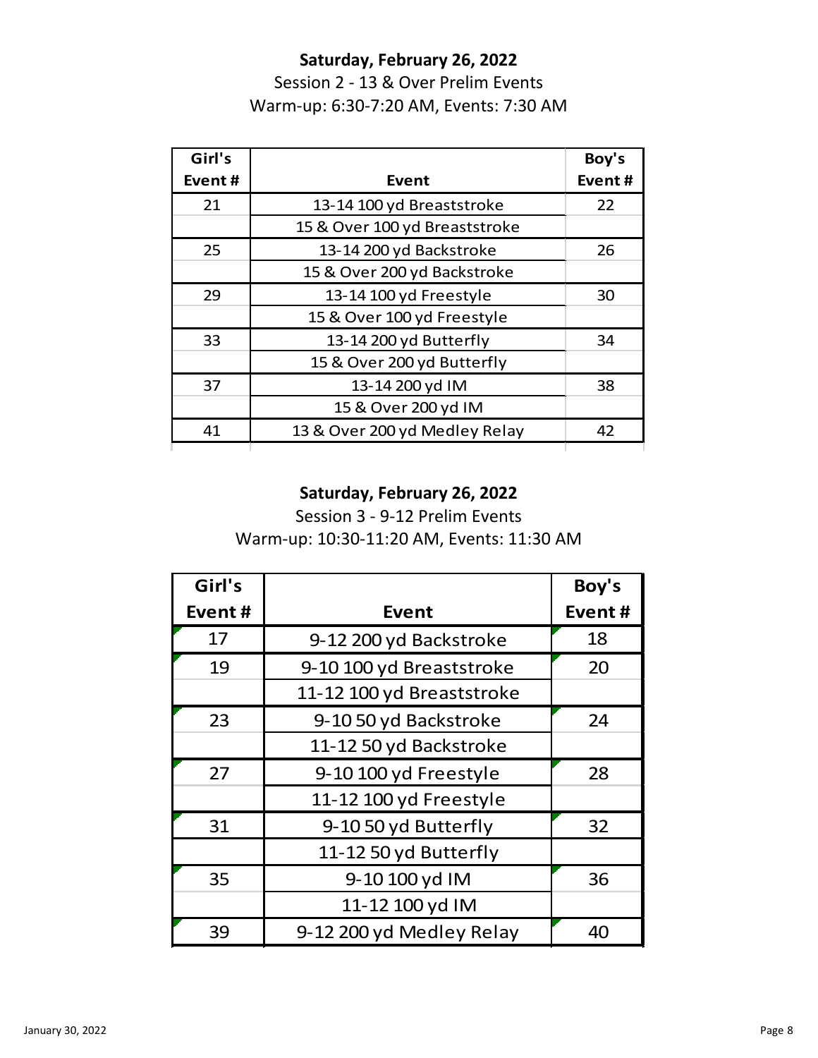**Saturday, February 26, 2022**

Session 2 - 13 & Over Prelim Events

Warm-up: 6:30-7:20 AM, Events: 7:30 AM

| Girl's Event # | Event | Boy's Event # |
|---|---|---|
| 21 | 13-14 100 yd Breaststroke | 22 |
| | 15 & Over 100 yd Breaststroke | |
| 25 | 13-14 200 yd Backstroke | 26 |
| | 15 & Over 200 yd Backstroke | |
| 29 | 13-14 100 yd Freestyle | 30 |
| | 15 & Over 100 yd Freestyle | |
| 33 | 13-14 200 yd Butterfly | 34 |
| | 15 & Over 200 yd Butterfly | |
| 37 | 13-14 200 yd IM | 38 |
| | 15 & Over 200 yd IM | |
| 41 | 13 & Over 200 yd Medley Relay | 42 |

**Saturday, February 26, 2022**

Session 3 - 9-12 Prelim Events

Warm-up: 10:30-11:20 AM, Events: 11:30 AM

| Girl's Event # | Event | Boy's Event # |
|---|---|---|
| 17 | 9-12 200 yd Backstroke | 18 |
| 19 | 9-10 100 yd Breaststroke | 20 |
| | 11-12 100 yd Breaststroke | |
| 23 | 9-10 50 yd Backstroke | 24 |
| | 11-12 50 yd Backstroke | |
| 27 | 9-10 100 yd Freestyle | 28 |
| | 11-12 100 yd Freestyle | |
| 31 | 9-10 50 yd Butterfly | 32 |
| | 11-12 50 yd Butterfly | |
| 35 | 9-10 100 yd IM | 36 |
| | 11-12 100 yd IM | |
| 39 | 9-12 200 yd Medley Relay | 40 |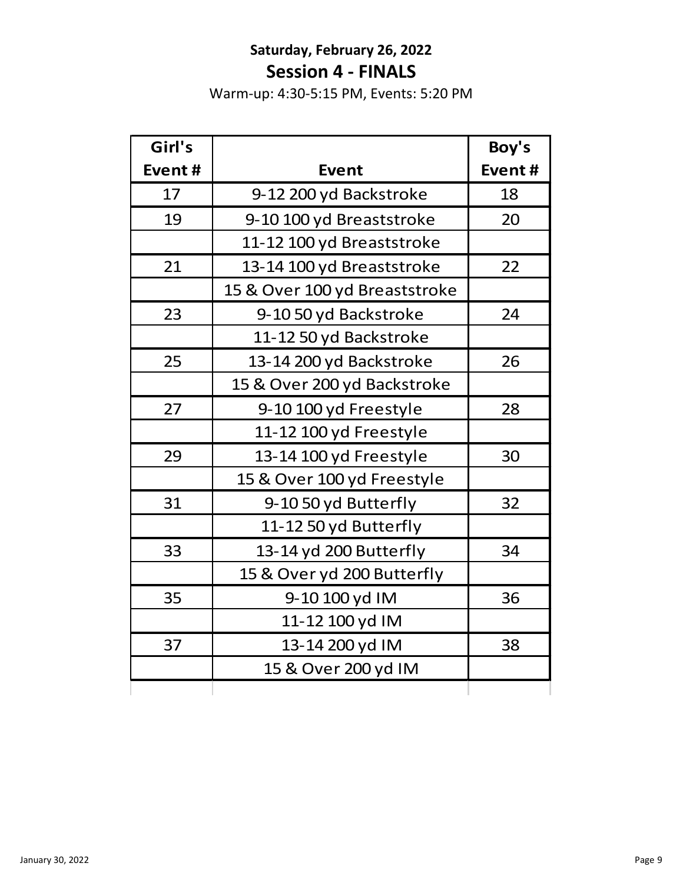**Saturday, February 26, 2022**

## Session 4 - FINALS

Warm-up: 4:30-5:15 PM, Events: 5:20 PM

| Girl's Event # | Event | Boy's Event # |
|---|---|---|
| 17 | 9-12 200 yd Backstroke | 18 |
| 19 | 9-10 100 yd Breaststroke | 20 |
| | 11-12 100 yd Breaststroke | |
| 21 | 13-14 100 yd Breaststroke | 22 |
| | 15 & Over 100 yd Breaststroke | |
| 23 | 9-10 50 yd Backstroke | 24 |
| | 11-12 50 yd Backstroke | |
| 25 | 13-14 200 yd Backstroke | 26 |
| | 15 & Over 200 yd Backstroke | |
| 27 | 9-10 100 yd Freestyle | 28 |
| | 11-12 100 yd Freestyle | |
| 29 | 13-14 100 yd Freestyle | 30 |
| | 15 & Over 100 yd Freestyle | |
| 31 | 9-10 50 yd Butterfly | 32 |
| | 11-12 50 yd Butterfly | |
| 33 | 13-14 yd 200 Butterfly | 34 |
| | 15 & Over yd 200 Butterfly | |
| 35 | 9-10 100 yd IM | 36 |
| | 11-12 100 yd IM | |
| 37 | 13-14 200 yd IM | 38 |
| | 15 & Over 200 yd IM | |

January 30, 2022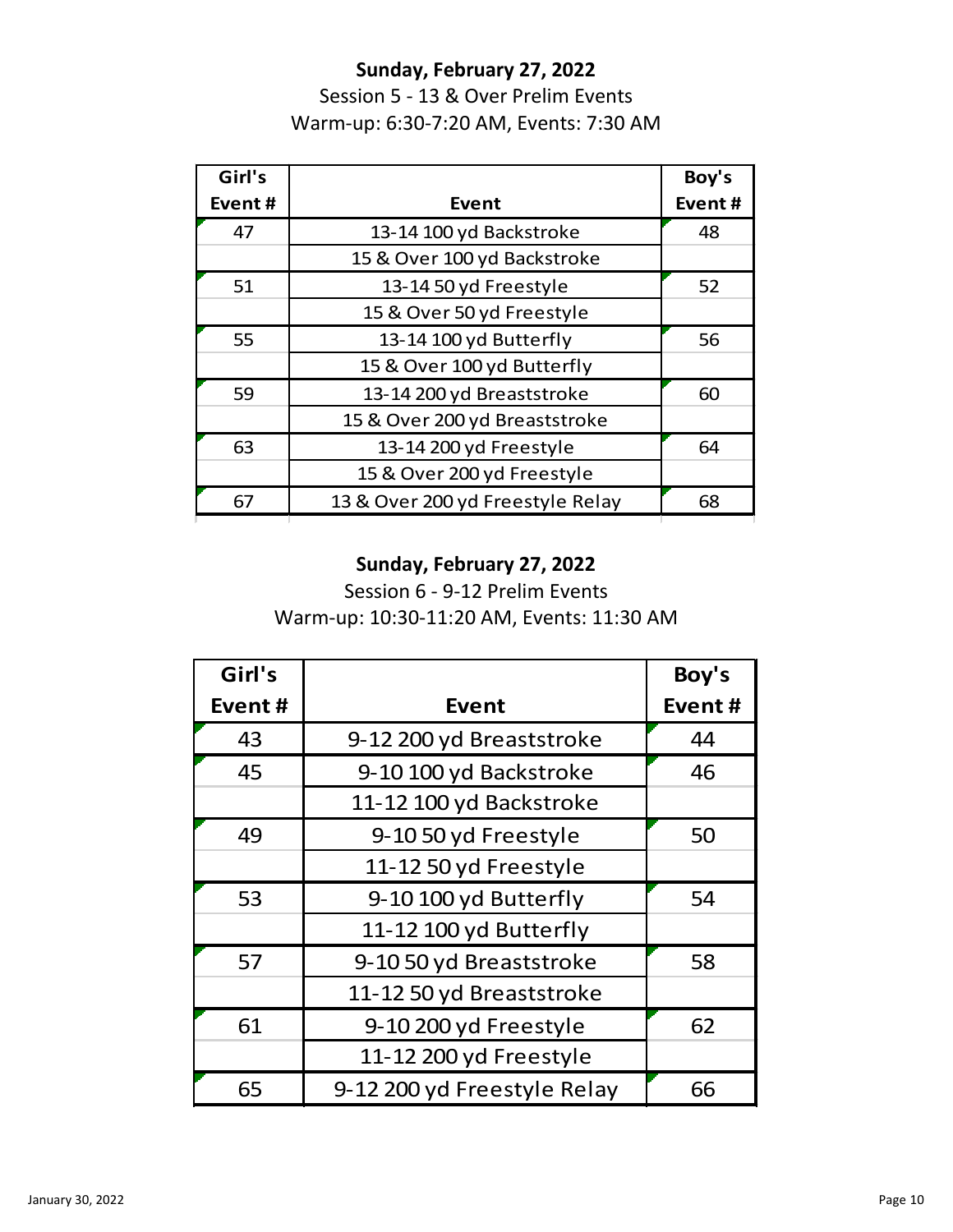**Sunday, February 27, 2022**

Session 5 - 13 & Over Prelim Events

Warm-up: 6:30-7:20 AM, Events: 7:30 AM

| Girl's Event # | Event | Boy's Event # |
|---|---|---|
| 47 | 13-14 100 yd Backstroke | 48 |
| | 15 & Over 100 yd Backstroke | |
| 51 | 13-14 50 yd Freestyle | 52 |
| | 15 & Over 50 yd Freestyle | |
| 55 | 13-14 100 yd Butterfly | 56 |
| | 15 & Over 100 yd Butterfly | |
| 59 | 13-14 200 yd Breaststroke | 60 |
| | 15 & Over 200 yd Breaststroke | |
| 63 | 13-14 200 yd Freestyle | 64 |
| | 15 & Over 200 yd Freestyle | |
| 67 | 13 & Over 200 yd Freestyle Relay | 68 |

**Sunday, February 27, 2022**

Session 6 - 9-12 Prelim Events

Warm-up: 10:30-11:20 AM, Events: 11:30 AM

| Girl's Event # | Event | Boy's Event # |
|---|---|---|
| 43 | 9-12 200 yd Breaststroke | 44 |
| 45 | 9-10 100 yd Backstroke | 46 |
| | 11-12 100 yd Backstroke | |
| 49 | 9-10 50 yd Freestyle | 50 |
| | 11-12 50 yd Freestyle | |
| 53 | 9-10 100 yd Butterfly | 54 |
| | 11-12 100 yd Butterfly | |
| 57 | 9-10 50 yd Breaststroke | 58 |
| | 11-12 50 yd Breaststroke | |
| 61 | 9-10 200 yd Freestyle | 62 |
| | 11-12 200 yd Freestyle | |
| 65 | 9-12 200 yd Freestyle Relay | 66 |

January 30, 2022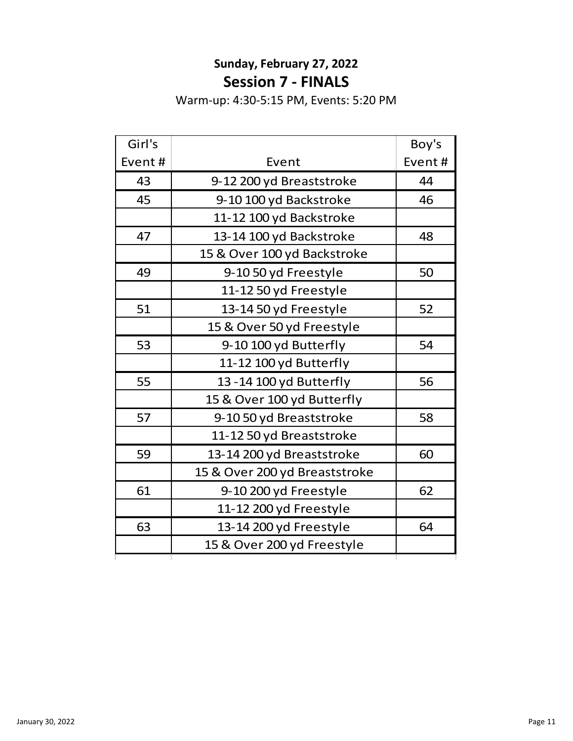**Sunday, February 27, 2022**

## Session 7 - FINALS

Warm-up: 4:30-5:15 PM, Events: 5:20 PM

| Girl's Event # | Event | Boy's Event # |
|---|---|---|
| 43 | 9-12 200 yd Breaststroke | 44 |
| 45 | 9-10 100 yd Backstroke | 46 |
| | 11-12 100 yd Backstroke | |
| 47 | 13-14 100 yd Backstroke | 48 |
| | 15 & Over 100 yd Backstroke | |
| 49 | 9-10 50 yd Freestyle | 50 |
| | 11-12 50 yd Freestyle | |
| 51 | 13-14 50 yd Freestyle | 52 |
| | 15 & Over 50 yd Freestyle | |
| 53 | 9-10 100 yd Butterfly | 54 |
| | 11-12 100 yd Butterfly | |
| 55 | 13 -14 100 yd Butterfly | 56 |
| | 15 & Over 100 yd Butterfly | |
| 57 | 9-10 50 yd Breaststroke | 58 |
| | 11-12 50 yd Breaststroke | |
| 59 | 13-14 200 yd Breaststroke | 60 |
| | 15 & Over 200 yd Breaststroke | |
| 61 | 9-10 200 yd Freestyle | 62 |
| | 11-12 200 yd Freestyle | |
| 63 | 13-14 200 yd Freestyle | 64 |
| | 15 & Over 200 yd Freestyle | |

January 30, 2022